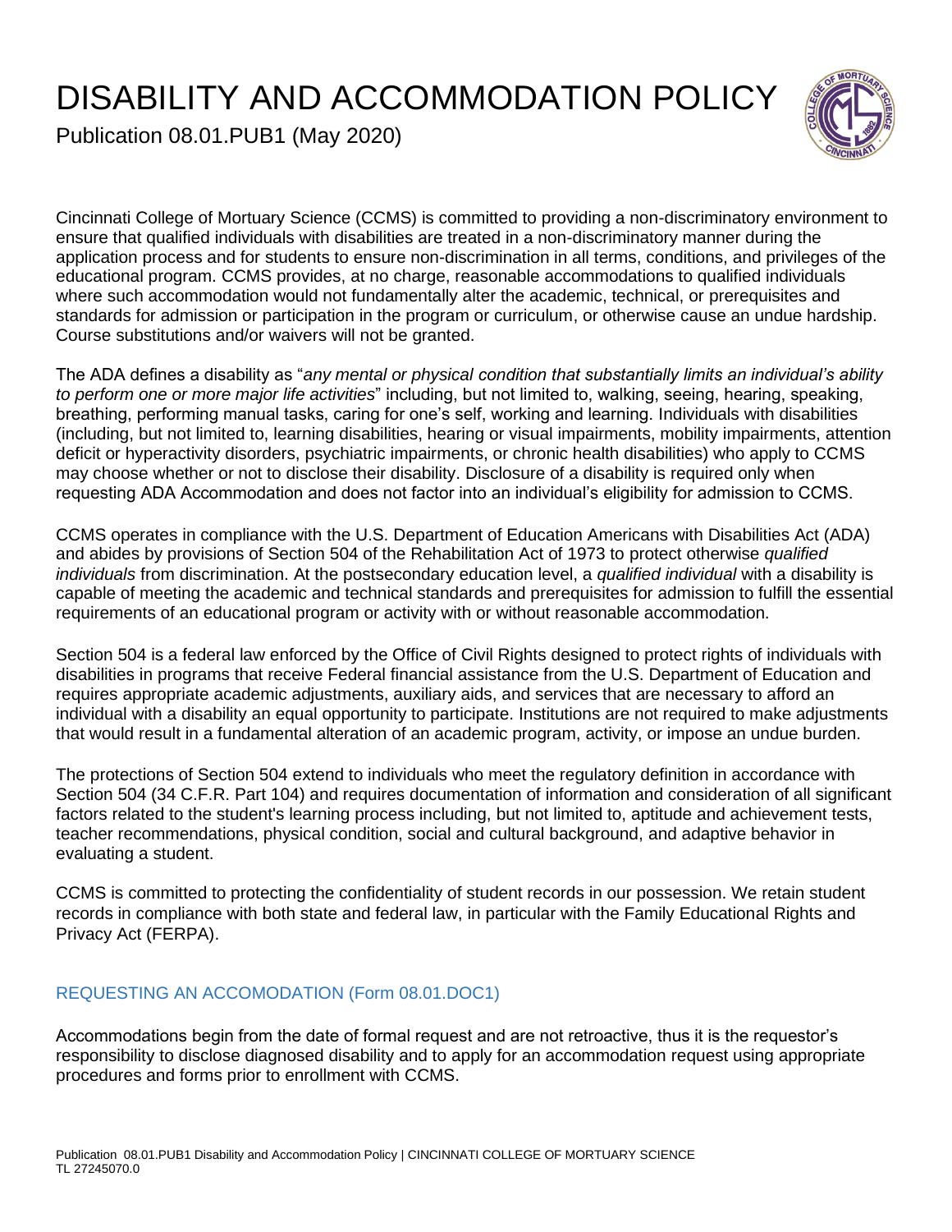# DISABILITY AND ACCOMMODATION POLICY

Publication 08.01.PUB1 (May 2020)

Cincinnati College of Mortuary Science (CCMS) is committed to providing a non-discriminatory environment to ensure that qualified individuals with disabilities are treated in a non-discriminatory manner during the application process and for students to ensure non-discrimination in all terms, conditions, and privileges of the educational program. CCMS provides, at no charge, reasonable accommodations to qualified individuals where such accommodation would not fundamentally alter the academic, technical, or prerequisites and standards for admission or participation in the program or curriculum, or otherwise cause an undue hardship. Course substitutions and/or waivers will not be granted.

The ADA defines a disability as "*any mental or physical condition that substantially limits an individual's ability to perform one or more major life activities*" including, but not limited to, walking, seeing, hearing, speaking, breathing, performing manual tasks, caring for one's self, working and learning. Individuals with disabilities (including, but not limited to, learning disabilities, hearing or visual impairments, mobility impairments, attention deficit or hyperactivity disorders, psychiatric impairments, or chronic health disabilities) who apply to CCMS may choose whether or not to disclose their disability. Disclosure of a disability is required only when requesting ADA Accommodation and does not factor into an individual's eligibility for admission to CCMS.

CCMS operates in compliance with the U.S. Department of Education Americans with Disabilities Act (ADA) and abides by provisions of Section 504 of the Rehabilitation Act of 1973 to protect otherwise *qualified individuals* from discrimination. At the postsecondary education level, a *qualified individual* with a disability is capable of meeting the academic and technical standards and prerequisites for admission to fulfill the essential requirements of an educational program or activity with or without reasonable accommodation.

Section 504 is a federal law enforced by the Office of Civil Rights designed to protect rights of individuals with disabilities in programs that receive Federal financial assistance from the U.S. Department of Education and requires appropriate academic adjustments, auxiliary aids, and services that are necessary to afford an individual with a disability an equal opportunity to participate. Institutions are not required to make adjustments that would result in a fundamental alteration of an academic program, activity, or impose an undue burden.

The protections of Section 504 extend to individuals who meet the regulatory definition in accordance with Section 504 (34 C.F.R. Part 104) and requires documentation of information and consideration of all significant factors related to the student's learning process including, but not limited to, aptitude and achievement tests, teacher recommendations, physical condition, social and cultural background, and adaptive behavior in evaluating a student.

CCMS is committed to protecting the confidentiality of student records in our possession. We retain student records in compliance with both state and federal law, in particular with the Family Educational Rights and Privacy Act (FERPA).

## REQUESTING AN ACCOMODATION (Form 08.01.DOC1)

Accommodations begin from the date of formal request and are not retroactive, thus it is the requestor's responsibility to disclose diagnosed disability and to apply for an accommodation request using appropriate procedures and forms prior to enrollment with CCMS.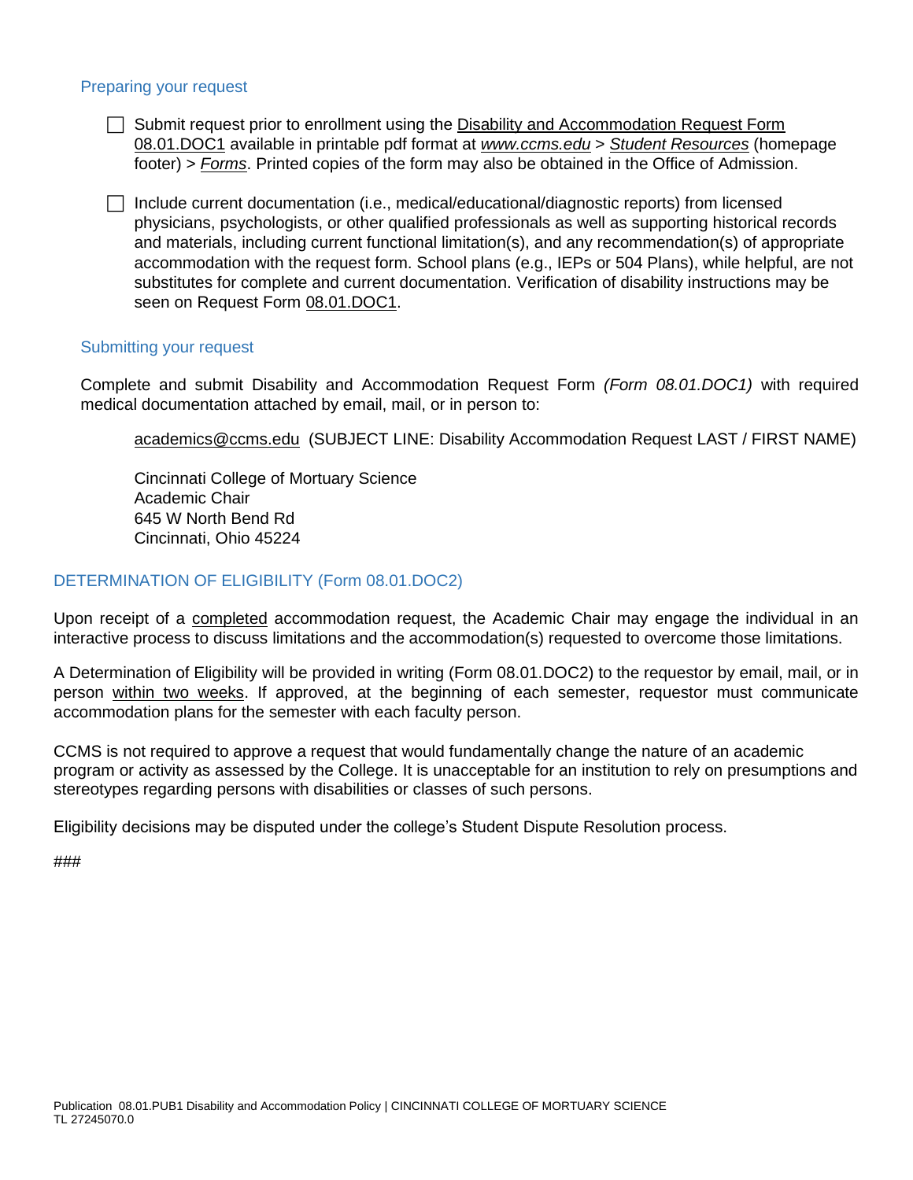## Preparing your request

- [ ] Submit request prior to enrollment using the Disability and Accommodation Request Form 08.01.DOC1 available in printable pdf format at *www.ccms.edu* > *Student Resources* (homepage footer) > *Forms*. Printed copies of the form may also be obtained in the Office of Admission.

- [ ] Include current documentation (i.e., medical/educational/diagnostic reports) from licensed physicians, psychologists, or other qualified professionals as well as supporting historical records and materials, including current functional limitation(s), and any recommendation(s) of appropriate accommodation with the request form. School plans (e.g., IEPs or 504 Plans), while helpful, are not substitutes for complete and current documentation. Verification of disability instructions may be seen on Request Form 08.01.DOC1.

## Submitting your request

Complete and submit Disability and Accommodation Request Form *(Form 08.01.DOC1)* with required medical documentation attached by email, mail, or in person to:

> academics@ccms.edu (SUBJECT LINE: Disability Accommodation Request LAST / FIRST NAME)
>
> Cincinnati College of Mortuary Science
> Academic Chair
> 645 W North Bend Rd
> Cincinnati, Ohio 45224

## DETERMINATION OF ELIGIBILITY (Form 08.01.DOC2)

Upon receipt of a completed accommodation request, the Academic Chair may engage the individual in an interactive process to discuss limitations and the accommodation(s) requested to overcome those limitations.

A Determination of Eligibility will be provided in writing (Form 08.01.DOC2) to the requestor by email, mail, or in person within two weeks. If approved, at the beginning of each semester, requestor must communicate accommodation plans for the semester with each faculty person.

CCMS is not required to approve a request that would fundamentally change the nature of an academic program or activity as assessed by the College. It is unacceptable for an institution to rely on presumptions and stereotypes regarding persons with disabilities or classes of such persons.

Eligibility decisions may be disputed under the college's Student Dispute Resolution process.

###